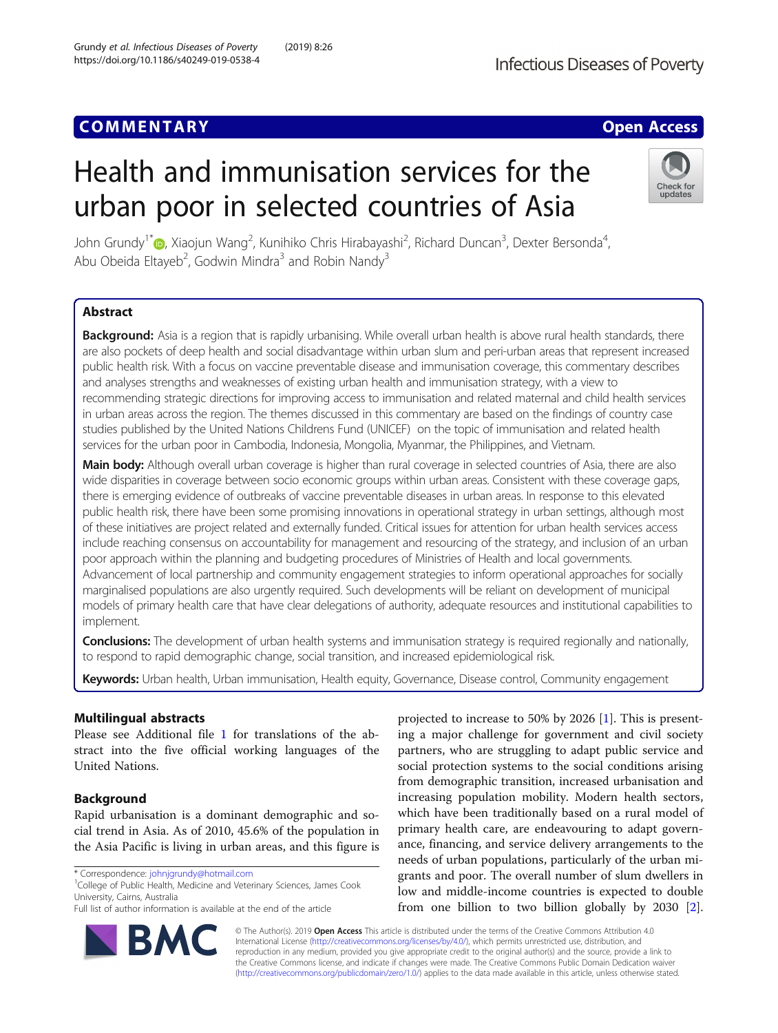COMMENTARY

Open Access

# Health and immunisation services for the urban poor in selected countries of Asia

John Grundy[1*], Xiaojun Wang[2], Kunihiko Chris Hirabayashi[2], Richard Duncan[3], Dexter Bersonda[4], Abu Obeida Eltayeb[2], Godwin Mindra[3] and Robin Nandy[3]

## Abstract

**Background:** Asia is a region that is rapidly urbanising. While overall urban health is above rural health standards, there are also pockets of deep health and social disadvantage within urban slum and peri-urban areas that represent increased public health risk. With a focus on vaccine preventable disease and immunisation coverage, this commentary describes and analyses strengths and weaknesses of existing urban health and immunisation strategy, with a view to recommending strategic directions for improving access to immunisation and related maternal and child health services in urban areas across the region. The themes discussed in this commentary are based on the findings of country case studies published by the United Nations Childrens Fund (UNICEF) on the topic of immunisation and related health services for the urban poor in Cambodia, Indonesia, Mongolia, Myanmar, the Philippines, and Vietnam.

**Main body:** Although overall urban coverage is higher than rural coverage in selected countries of Asia, there are also wide disparities in coverage between socio economic groups within urban areas. Consistent with these coverage gaps, there is emerging evidence of outbreaks of vaccine preventable diseases in urban areas. In response to this elevated public health risk, there have been some promising innovations in operational strategy in urban settings, although most of these initiatives are project related and externally funded. Critical issues for attention for urban health services access include reaching consensus on accountability for management and resourcing of the strategy, and inclusion of an urban poor approach within the planning and budgeting procedures of Ministries of Health and local governments. Advancement of local partnership and community engagement strategies to inform operational approaches for socially marginalised populations are also urgently required. Such developments will be reliant on development of municipal models of primary health care that have clear delegations of authority, adequate resources and institutional capabilities to implement.

**Conclusions:** The development of urban health systems and immunisation strategy is required regionally and nationally, to respond to rapid demographic change, social transition, and increased epidemiological risk.

**Keywords:** Urban health, Urban immunisation, Health equity, Governance, Disease control, Community engagement

## Multilingual abstracts

Please see Additional file 1 for translations of the abstract into the five official working languages of the United Nations.

## Background

Rapid urbanisation is a dominant demographic and social trend in Asia. As of 2010, 45.6% of the population in the Asia Pacific is living in urban areas, and this figure is projected to increase to 50% by 2026 [1]. This is presenting a major challenge for government and civil society partners, who are struggling to adapt public service and social protection systems to the social conditions arising from demographic transition, increased urbanisation and increasing population mobility. Modern health sectors, which have been traditionally based on a rural model of primary health care, are endeavouring to adapt governance, financing, and service delivery arrangements to the needs of urban populations, particularly of the urban migrants and poor. The overall number of slum dwellers in low and middle-income countries is expected to double from one billion to two billion globally by 2030 [2].

* Correspondence: johnjgrundy@hotmail.com
[1]College of Public Health, Medicine and Veterinary Sciences, James Cook University, Cairns, Australia
Full list of author information is available at the end of the article

© The Author(s). 2019 **Open Access** This article is distributed under the terms of the Creative Commons Attribution 4.0 International License (http://creativecommons.org/licenses/by/4.0/), which permits unrestricted use, distribution, and reproduction in any medium, provided you give appropriate credit to the original author(s) and the source, provide a link to the Creative Commons license, and indicate if changes were made. The Creative Commons Public Domain Dedication waiver (http://creativecommons.org/publicdomain/zero/1.0/) applies to the data made available in this article, unless otherwise stated.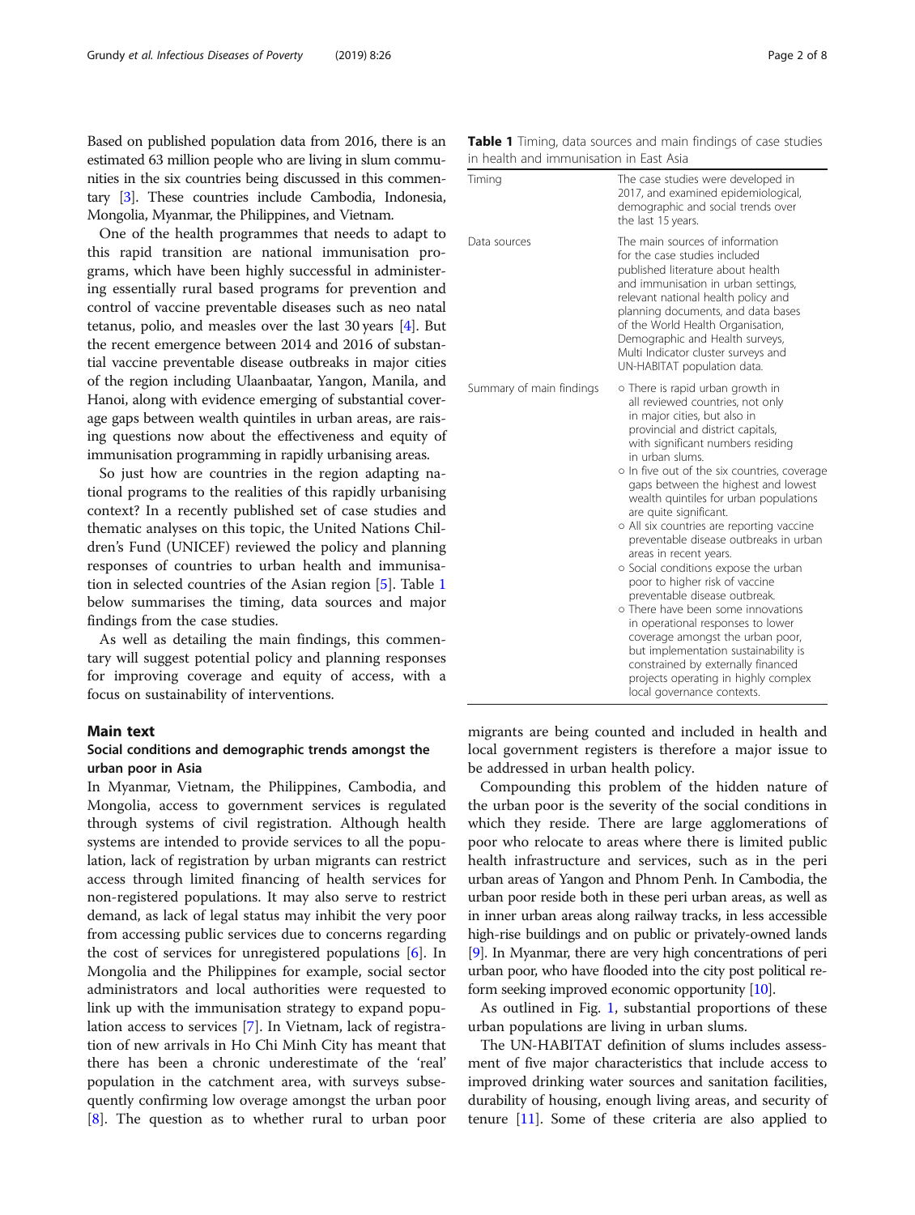Based on published population data from 2016, there is an estimated 63 million people who are living in slum communities in the six countries being discussed in this commentary [3]. These countries include Cambodia, Indonesia, Mongolia, Myanmar, the Philippines, and Vietnam.

One of the health programmes that needs to adapt to this rapid transition are national immunisation programs, which have been highly successful in administering essentially rural based programs for prevention and control of vaccine preventable diseases such as neo natal tetanus, polio, and measles over the last 30 years [4]. But the recent emergence between 2014 and 2016 of substantial vaccine preventable disease outbreaks in major cities of the region including Ulaanbaatar, Yangon, Manila, and Hanoi, along with evidence emerging of substantial coverage gaps between wealth quintiles in urban areas, are raising questions now about the effectiveness and equity of immunisation programming in rapidly urbanising areas.

So just how are countries in the region adapting national programs to the realities of this rapidly urbanising context? In a recently published set of case studies and thematic analyses on this topic, the United Nations Children's Fund (UNICEF) reviewed the policy and planning responses of countries to urban health and immunisation in selected countries of the Asian region [5]. Table 1 below summarises the timing, data sources and major findings from the case studies.

As well as detailing the main findings, this commentary will suggest potential policy and planning responses for improving coverage and equity of access, with a focus on sustainability of interventions.

**Table 1** Timing, data sources and main findings of case studies in health and immunisation in East Asia

| | |
|---|---|
| Timing | The case studies were developed in 2017, and examined epidemiological, demographic and social trends over the last 15 years. |
| Data sources | The main sources of information for the case studies included published literature about health and immunisation in urban settings, relevant national health policy and planning documents, and data bases of the World Health Organisation, Demographic and Health surveys, Multi Indicator cluster surveys and UN-HABITAT population data. |
| Summary of main findings | ○ There is rapid urban growth in all reviewed countries, not only in major cities, but also in provincial and district capitals, with significant numbers residing in urban slums.<br>○ In five out of the six countries, coverage gaps between the highest and lowest wealth quintiles for urban populations are quite significant.<br>○ All six countries are reporting vaccine preventable disease outbreaks in urban areas in recent years.<br>○ Social conditions expose the urban poor to higher risk of vaccine preventable disease outbreak.<br>○ There have been some innovations in operational responses to lower coverage amongst the urban poor, but implementation sustainability is constrained by externally financed projects operating in highly complex local governance contexts. |

## Main text

### Social conditions and demographic trends amongst the urban poor in Asia

In Myanmar, Vietnam, the Philippines, Cambodia, and Mongolia, access to government services is regulated through systems of civil registration. Although health systems are intended to provide services to all the population, lack of registration by urban migrants can restrict access through limited financing of health services for non-registered populations. It may also serve to restrict demand, as lack of legal status may inhibit the very poor from accessing public services due to concerns regarding the cost of services for unregistered populations [6]. In Mongolia and the Philippines for example, social sector administrators and local authorities were requested to link up with the immunisation strategy to expand population access to services [7]. In Vietnam, lack of registration of new arrivals in Ho Chi Minh City has meant that there has been a chronic underestimate of the 'real' population in the catchment area, with surveys subsequently confirming low overage amongst the urban poor [8]. The question as to whether rural to urban poor migrants are being counted and included in health and local government registers is therefore a major issue to be addressed in urban health policy.

Compounding this problem of the hidden nature of the urban poor is the severity of the social conditions in which they reside. There are large agglomerations of poor who relocate to areas where there is limited public health infrastructure and services, such as in the peri urban areas of Yangon and Phnom Penh. In Cambodia, the urban poor reside both in these peri urban areas, as well as in inner urban areas along railway tracks, in less accessible high-rise buildings and on public or privately-owned lands [9]. In Myanmar, there are very high concentrations of peri urban poor, who have flooded into the city post political reform seeking improved economic opportunity [10].

As outlined in Fig. 1, substantial proportions of these urban populations are living in urban slums.

The UN-HABITAT definition of slums includes assessment of five major characteristics that include access to improved drinking water sources and sanitation facilities, durability of housing, enough living areas, and security of tenure [11]. Some of these criteria are also applied to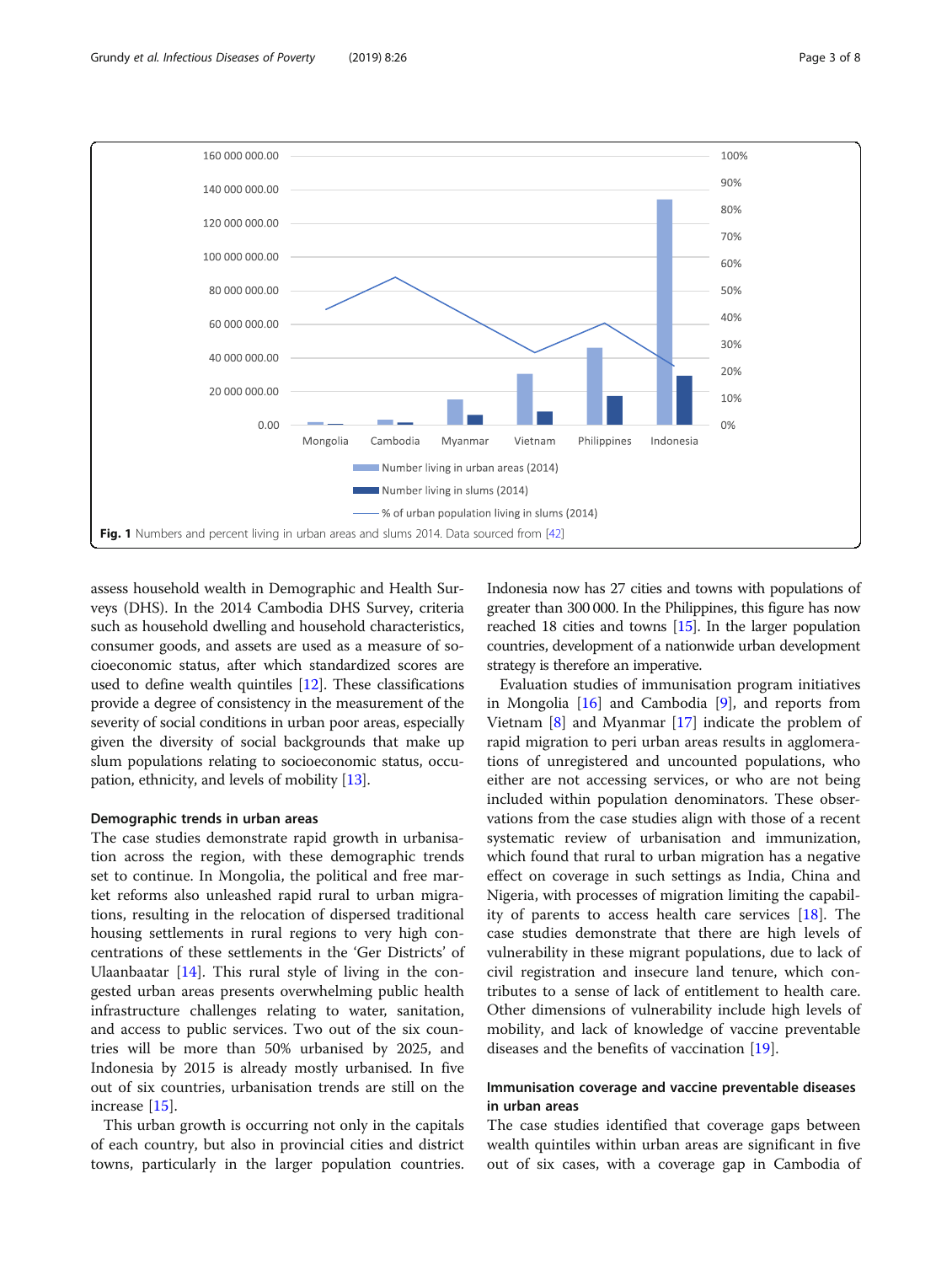Fig. 1 Numbers and percent living in urban areas and slums 2014. Data sourced from [42]

assess household wealth in Demographic and Health Surveys (DHS). In the 2014 Cambodia DHS Survey, criteria such as household dwelling and household characteristics, consumer goods, and assets are used as a measure of socioeconomic status, after which standardized scores are used to define wealth quintiles [12]. These classifications provide a degree of consistency in the measurement of the severity of social conditions in urban poor areas, especially given the diversity of social backgrounds that make up slum populations relating to socioeconomic status, occupation, ethnicity, and levels of mobility [13].

### Demographic trends in urban areas

The case studies demonstrate rapid growth in urbanisation across the region, with these demographic trends set to continue. In Mongolia, the political and free market reforms also unleashed rapid rural to urban migrations, resulting in the relocation of dispersed traditional housing settlements in rural regions to very high concentrations of these settlements in the 'Ger Districts' of Ulaanbaatar [14]. This rural style of living in the congested urban areas presents overwhelming public health infrastructure challenges relating to water, sanitation, and access to public services. Two out of the six countries will be more than 50% urbanised by 2025, and Indonesia by 2015 is already mostly urbanised. In five out of six countries, urbanisation trends are still on the increase [15].

This urban growth is occurring not only in the capitals of each country, but also in provincial cities and district towns, particularly in the larger population countries. Indonesia now has 27 cities and towns with populations of greater than 300 000. In the Philippines, this figure has now reached 18 cities and towns [15]. In the larger population countries, development of a nationwide urban development strategy is therefore an imperative.

Evaluation studies of immunisation program initiatives in Mongolia [16] and Cambodia [9], and reports from Vietnam [8] and Myanmar [17] indicate the problem of rapid migration to peri urban areas results in agglomerations of unregistered and uncounted populations, who either are not accessing services, or who are not being included within population denominators. These observations from the case studies align with those of a recent systematic review of urbanisation and immunization, which found that rural to urban migration has a negative effect on coverage in such settings as India, China and Nigeria, with processes of migration limiting the capability of parents to access health care services [18]. The case studies demonstrate that there are high levels of vulnerability in these migrant populations, due to lack of civil registration and insecure land tenure, which contributes to a sense of lack of entitlement to health care. Other dimensions of vulnerability include high levels of mobility, and lack of knowledge of vaccine preventable diseases and the benefits of vaccination [19].

### Immunisation coverage and vaccine preventable diseases in urban areas

The case studies identified that coverage gaps between wealth quintiles within urban areas are significant in five out of six cases, with a coverage gap in Cambodia of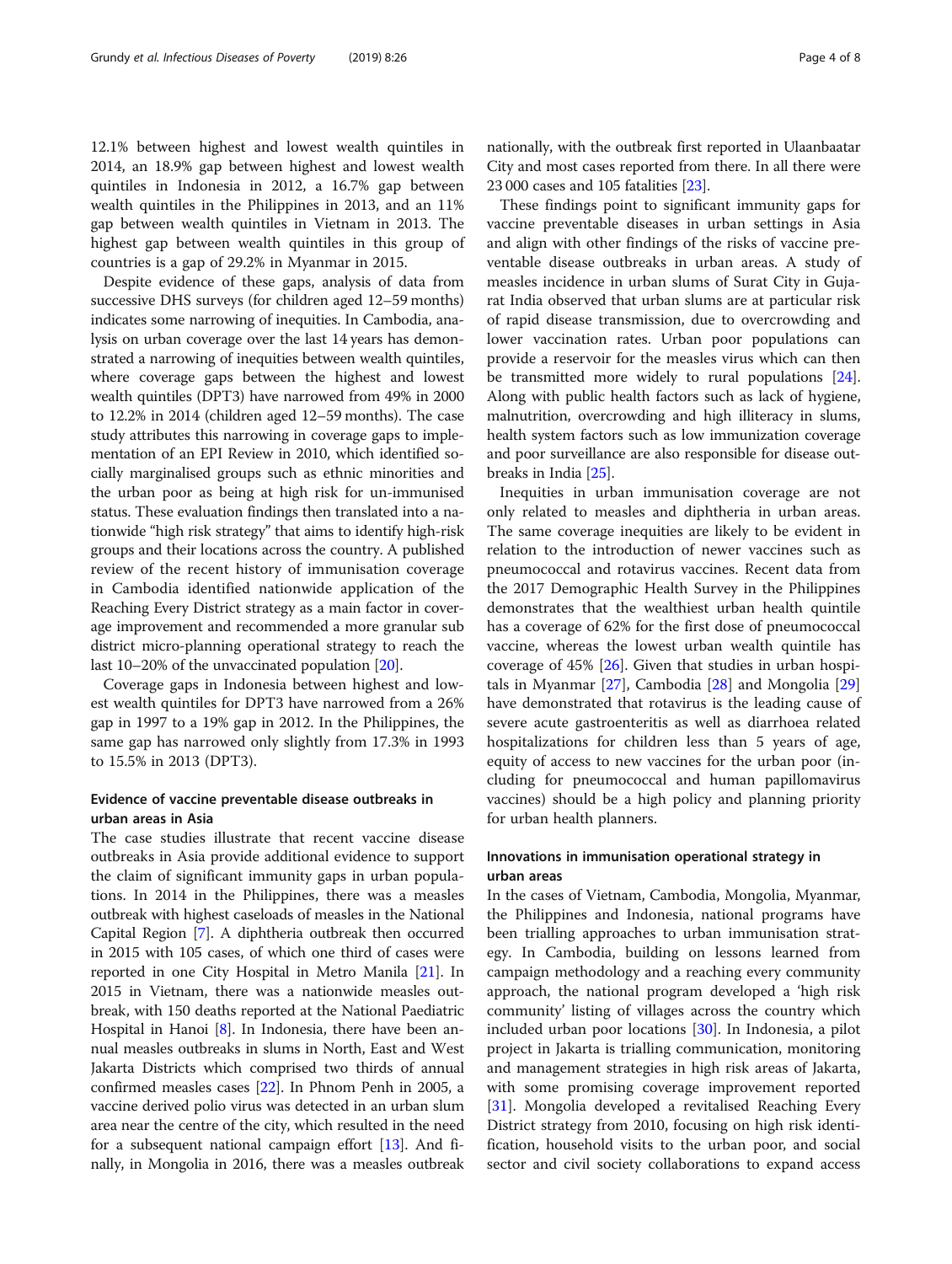12.1% between highest and lowest wealth quintiles in 2014, an 18.9% gap between highest and lowest wealth quintiles in Indonesia in 2012, a 16.7% gap between wealth quintiles in the Philippines in 2013, and an 11% gap between wealth quintiles in Vietnam in 2013. The highest gap between wealth quintiles in this group of countries is a gap of 29.2% in Myanmar in 2015.

Despite evidence of these gaps, analysis of data from successive DHS surveys (for children aged 12–59 months) indicates some narrowing of inequities. In Cambodia, analysis on urban coverage over the last 14 years has demonstrated a narrowing of inequities between wealth quintiles, where coverage gaps between the highest and lowest wealth quintiles (DPT3) have narrowed from 49% in 2000 to 12.2% in 2014 (children aged 12–59 months). The case study attributes this narrowing in coverage gaps to implementation of an EPI Review in 2010, which identified socially marginalised groups such as ethnic minorities and the urban poor as being at high risk for un-immunised status. These evaluation findings then translated into a nationwide "high risk strategy" that aims to identify high-risk groups and their locations across the country. A published review of the recent history of immunisation coverage in Cambodia identified nationwide application of the Reaching Every District strategy as a main factor in coverage improvement and recommended a more granular sub district micro-planning operational strategy to reach the last 10–20% of the unvaccinated population [20].

Coverage gaps in Indonesia between highest and lowest wealth quintiles for DPT3 have narrowed from a 26% gap in 1997 to a 19% gap in 2012. In the Philippines, the same gap has narrowed only slightly from 17.3% in 1993 to 15.5% in 2013 (DPT3).

### Evidence of vaccine preventable disease outbreaks in urban areas in Asia

The case studies illustrate that recent vaccine disease outbreaks in Asia provide additional evidence to support the claim of significant immunity gaps in urban populations. In 2014 in the Philippines, there was a measles outbreak with highest caseloads of measles in the National Capital Region [7]. A diphtheria outbreak then occurred in 2015 with 105 cases, of which one third of cases were reported in one City Hospital in Metro Manila [21]. In 2015 in Vietnam, there was a nationwide measles outbreak, with 150 deaths reported at the National Paediatric Hospital in Hanoi [8]. In Indonesia, there have been annual measles outbreaks in slums in North, East and West Jakarta Districts which comprised two thirds of annual confirmed measles cases [22]. In Phnom Penh in 2005, a vaccine derived polio virus was detected in an urban slum area near the centre of the city, which resulted in the need for a subsequent national campaign effort [13]. And finally, in Mongolia in 2016, there was a measles outbreak nationally, with the outbreak first reported in Ulaanbaatar City and most cases reported from there. In all there were 23 000 cases and 105 fatalities [23].

These findings point to significant immunity gaps for vaccine preventable diseases in urban settings in Asia and align with other findings of the risks of vaccine preventable disease outbreaks in urban areas. A study of measles incidence in urban slums of Surat City in Gujarat India observed that urban slums are at particular risk of rapid disease transmission, due to overcrowding and lower vaccination rates. Urban poor populations can provide a reservoir for the measles virus which can then be transmitted more widely to rural populations [24]. Along with public health factors such as lack of hygiene, malnutrition, overcrowding and high illiteracy in slums, health system factors such as low immunization coverage and poor surveillance are also responsible for disease outbreaks in India [25].

Inequities in urban immunisation coverage are not only related to measles and diphtheria in urban areas. The same coverage inequities are likely to be evident in relation to the introduction of newer vaccines such as pneumococcal and rotavirus vaccines. Recent data from the 2017 Demographic Health Survey in the Philippines demonstrates that the wealthiest urban health quintile has a coverage of 62% for the first dose of pneumococcal vaccine, whereas the lowest urban wealth quintile has coverage of 45% [26]. Given that studies in urban hospitals in Myanmar [27], Cambodia [28] and Mongolia [29] have demonstrated that rotavirus is the leading cause of severe acute gastroenteritis as well as diarrhoea related hospitalizations for children less than 5 years of age, equity of access to new vaccines for the urban poor (including for pneumococcal and human papillomavirus vaccines) should be a high policy and planning priority for urban health planners.

### Innovations in immunisation operational strategy in urban areas

In the cases of Vietnam, Cambodia, Mongolia, Myanmar, the Philippines and Indonesia, national programs have been trialling approaches to urban immunisation strategy. In Cambodia, building on lessons learned from campaign methodology and a reaching every community approach, the national program developed a 'high risk community' listing of villages across the country which included urban poor locations [30]. In Indonesia, a pilot project in Jakarta is trialling communication, monitoring and management strategies in high risk areas of Jakarta, with some promising coverage improvement reported [31]. Mongolia developed a revitalised Reaching Every District strategy from 2010, focusing on high risk identification, household visits to the urban poor, and social sector and civil society collaborations to expand access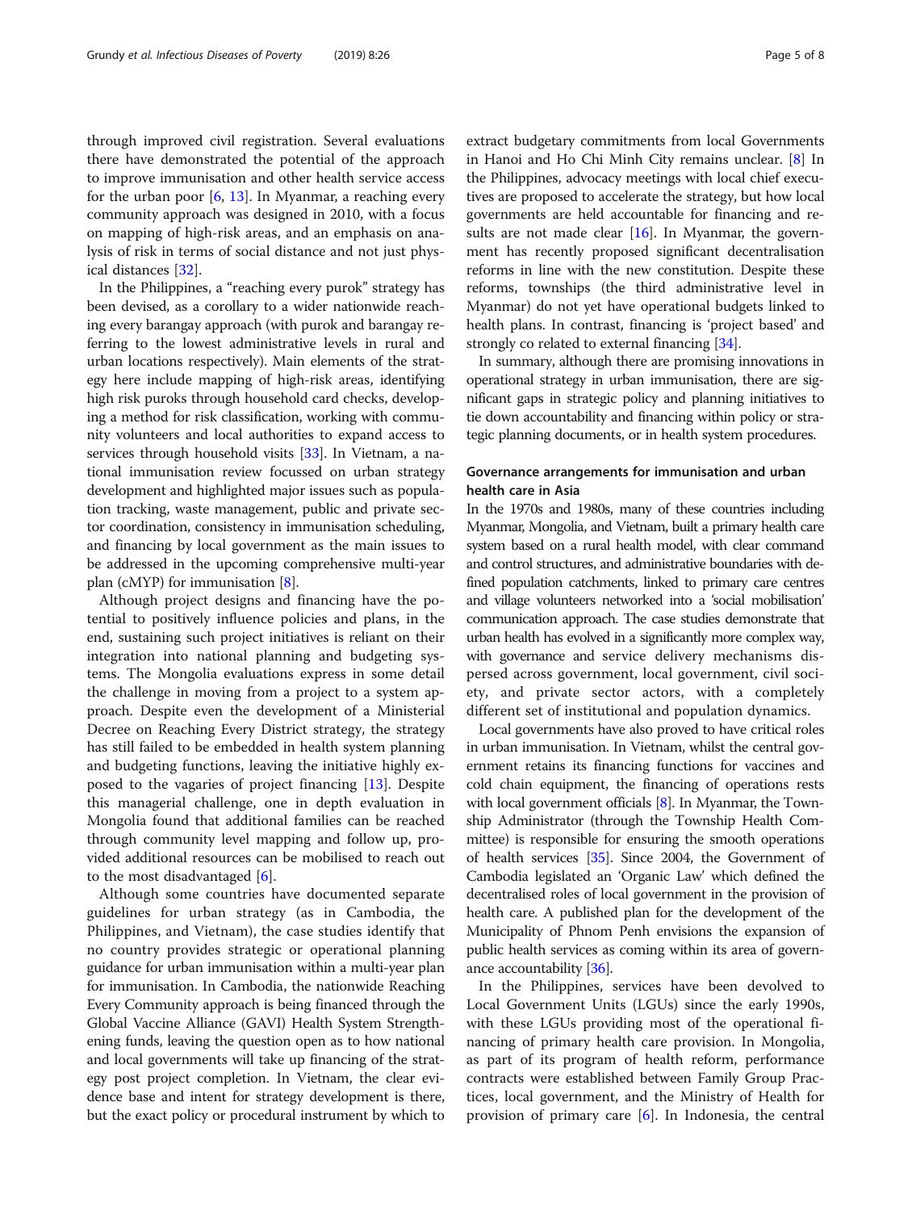through improved civil registration. Several evaluations there have demonstrated the potential of the approach to improve immunisation and other health service access for the urban poor [6, 13]. In Myanmar, a reaching every community approach was designed in 2010, with a focus on mapping of high-risk areas, and an emphasis on analysis of risk in terms of social distance and not just physical distances [32].

In the Philippines, a "reaching every purok" strategy has been devised, as a corollary to a wider nationwide reaching every barangay approach (with purok and barangay referring to the lowest administrative levels in rural and urban locations respectively). Main elements of the strategy here include mapping of high-risk areas, identifying high risk puroks through household card checks, developing a method for risk classification, working with community volunteers and local authorities to expand access to services through household visits [33]. In Vietnam, a national immunisation review focussed on urban strategy development and highlighted major issues such as population tracking, waste management, public and private sector coordination, consistency in immunisation scheduling, and financing by local government as the main issues to be addressed in the upcoming comprehensive multi-year plan (cMYP) for immunisation [8].

Although project designs and financing have the potential to positively influence policies and plans, in the end, sustaining such project initiatives is reliant on their integration into national planning and budgeting systems. The Mongolia evaluations express in some detail the challenge in moving from a project to a system approach. Despite even the development of a Ministerial Decree on Reaching Every District strategy, the strategy has still failed to be embedded in health system planning and budgeting functions, leaving the initiative highly exposed to the vagaries of project financing [13]. Despite this managerial challenge, one in depth evaluation in Mongolia found that additional families can be reached through community level mapping and follow up, provided additional resources can be mobilised to reach out to the most disadvantaged [6].

Although some countries have documented separate guidelines for urban strategy (as in Cambodia, the Philippines, and Vietnam), the case studies identify that no country provides strategic or operational planning guidance for urban immunisation within a multi-year plan for immunisation. In Cambodia, the nationwide Reaching Every Community approach is being financed through the Global Vaccine Alliance (GAVI) Health System Strengthening funds, leaving the question open as to how national and local governments will take up financing of the strategy post project completion. In Vietnam, the clear evidence base and intent for strategy development is there, but the exact policy or procedural instrument by which to extract budgetary commitments from local Governments in Hanoi and Ho Chi Minh City remains unclear. [8] In the Philippines, advocacy meetings with local chief executives are proposed to accelerate the strategy, but how local governments are held accountable for financing and results are not made clear [16]. In Myanmar, the government has recently proposed significant decentralisation reforms in line with the new constitution. Despite these reforms, townships (the third administrative level in Myanmar) do not yet have operational budgets linked to health plans. In contrast, financing is 'project based' and strongly co related to external financing [34].

In summary, although there are promising innovations in operational strategy in urban immunisation, there are significant gaps in strategic policy and planning initiatives to tie down accountability and financing within policy or strategic planning documents, or in health system procedures.

## Governance arrangements for immunisation and urban health care in Asia

In the 1970s and 1980s, many of these countries including Myanmar, Mongolia, and Vietnam, built a primary health care system based on a rural health model, with clear command and control structures, and administrative boundaries with defined population catchments, linked to primary care centres and village volunteers networked into a 'social mobilisation' communication approach. The case studies demonstrate that urban health has evolved in a significantly more complex way, with governance and service delivery mechanisms dispersed across government, local government, civil society, and private sector actors, with a completely different set of institutional and population dynamics.

Local governments have also proved to have critical roles in urban immunisation. In Vietnam, whilst the central government retains its financing functions for vaccines and cold chain equipment, the financing of operations rests with local government officials [8]. In Myanmar, the Township Administrator (through the Township Health Committee) is responsible for ensuring the smooth operations of health services [35]. Since 2004, the Government of Cambodia legislated an 'Organic Law' which defined the decentralised roles of local government in the provision of health care. A published plan for the development of the Municipality of Phnom Penh envisions the expansion of public health services as coming within its area of governance accountability [36].

In the Philippines, services have been devolved to Local Government Units (LGUs) since the early 1990s, with these LGUs providing most of the operational financing of primary health care provision. In Mongolia, as part of its program of health reform, performance contracts were established between Family Group Practices, local government, and the Ministry of Health for provision of primary care [6]. In Indonesia, the central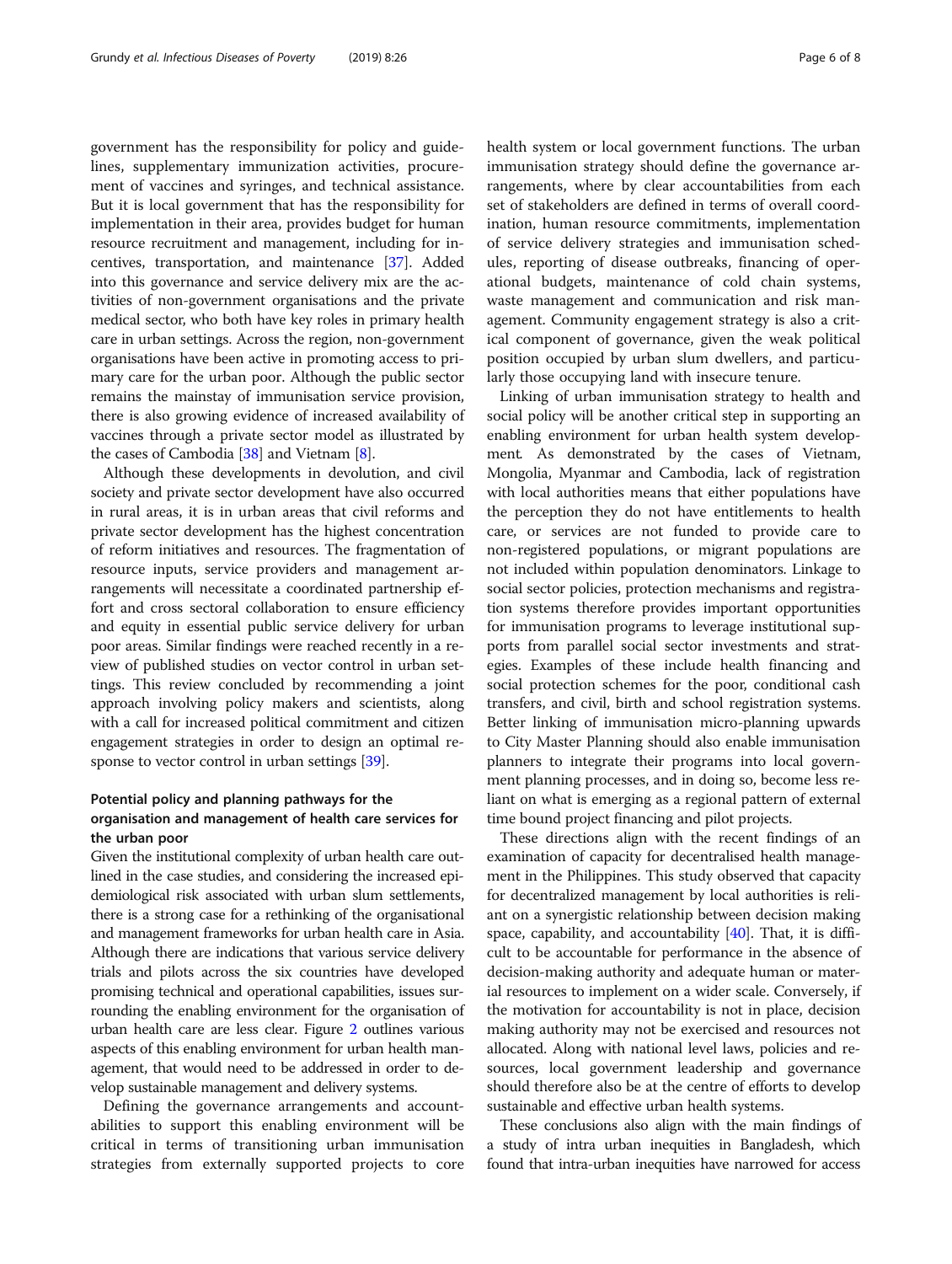government has the responsibility for policy and guidelines, supplementary immunization activities, procurement of vaccines and syringes, and technical assistance. But it is local government that has the responsibility for implementation in their area, provides budget for human resource recruitment and management, including for incentives, transportation, and maintenance [37]. Added into this governance and service delivery mix are the activities of non-government organisations and the private medical sector, who both have key roles in primary health care in urban settings. Across the region, non-government organisations have been active in promoting access to primary care for the urban poor. Although the public sector remains the mainstay of immunisation service provision, there is also growing evidence of increased availability of vaccines through a private sector model as illustrated by the cases of Cambodia [38] and Vietnam [8].

Although these developments in devolution, and civil society and private sector development have also occurred in rural areas, it is in urban areas that civil reforms and private sector development has the highest concentration of reform initiatives and resources. The fragmentation of resource inputs, service providers and management arrangements will necessitate a coordinated partnership effort and cross sectoral collaboration to ensure efficiency and equity in essential public service delivery for urban poor areas. Similar findings were reached recently in a review of published studies on vector control in urban settings. This review concluded by recommending a joint approach involving policy makers and scientists, along with a call for increased political commitment and citizen engagement strategies in order to design an optimal response to vector control in urban settings [39].

## Potential policy and planning pathways for the organisation and management of health care services for the urban poor

Given the institutional complexity of urban health care outlined in the case studies, and considering the increased epidemiological risk associated with urban slum settlements, there is a strong case for a rethinking of the organisational and management frameworks for urban health care in Asia. Although there are indications that various service delivery trials and pilots across the six countries have developed promising technical and operational capabilities, issues surrounding the enabling environment for the organisation of urban health care are less clear. Figure 2 outlines various aspects of this enabling environment for urban health management, that would need to be addressed in order to develop sustainable management and delivery systems.

Defining the governance arrangements and accountabilities to support this enabling environment will be critical in terms of transitioning urban immunisation strategies from externally supported projects to core health system or local government functions. The urban immunisation strategy should define the governance arrangements, where by clear accountabilities from each set of stakeholders are defined in terms of overall coordination, human resource commitments, implementation of service delivery strategies and immunisation schedules, reporting of disease outbreaks, financing of operational budgets, maintenance of cold chain systems, waste management and communication and risk management. Community engagement strategy is also a critical component of governance, given the weak political position occupied by urban slum dwellers, and particularly those occupying land with insecure tenure.

Linking of urban immunisation strategy to health and social policy will be another critical step in supporting an enabling environment for urban health system development. As demonstrated by the cases of Vietnam, Mongolia, Myanmar and Cambodia, lack of registration with local authorities means that either populations have the perception they do not have entitlements to health care, or services are not funded to provide care to non-registered populations, or migrant populations are not included within population denominators. Linkage to social sector policies, protection mechanisms and registration systems therefore provides important opportunities for immunisation programs to leverage institutional supports from parallel social sector investments and strategies. Examples of these include health financing and social protection schemes for the poor, conditional cash transfers, and civil, birth and school registration systems. Better linking of immunisation micro-planning upwards to City Master Planning should also enable immunisation planners to integrate their programs into local government planning processes, and in doing so, become less reliant on what is emerging as a regional pattern of external time bound project financing and pilot projects.

These directions align with the recent findings of an examination of capacity for decentralised health management in the Philippines. This study observed that capacity for decentralized management by local authorities is reliant on a synergistic relationship between decision making space, capability, and accountability [40]. That, it is difficult to be accountable for performance in the absence of decision-making authority and adequate human or material resources to implement on a wider scale. Conversely, if the motivation for accountability is not in place, decision making authority may not be exercised and resources not allocated. Along with national level laws, policies and resources, local government leadership and governance should therefore also be at the centre of efforts to develop sustainable and effective urban health systems.

These conclusions also align with the main findings of a study of intra urban inequities in Bangladesh, which found that intra-urban inequities have narrowed for access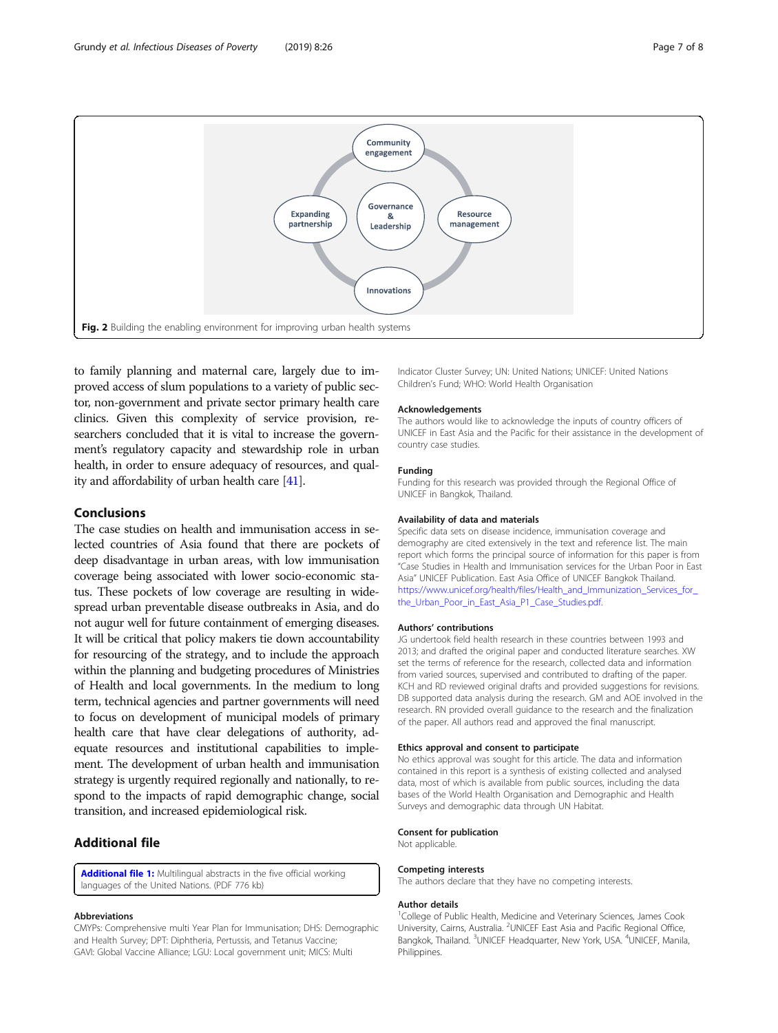Community engagement

Expanding partnership

Governance & Leadership

Resource management

Innovations

**Fig. 2** Building the enabling environment for improving urban health systems

to family planning and maternal care, largely due to improved access of slum populations to a variety of public sector, non-government and private sector primary health care clinics. Given this complexity of service provision, researchers concluded that it is vital to increase the government's regulatory capacity and stewardship role in urban health, in order to ensure adequacy of resources, and quality and affordability of urban health care [41].

## Conclusions

The case studies on health and immunisation access in selected countries of Asia found that there are pockets of deep disadvantage in urban areas, with low immunisation coverage being associated with lower socio-economic status. These pockets of low coverage are resulting in widespread urban preventable disease outbreaks in Asia, and do not augur well for future containment of emerging diseases. It will be critical that policy makers tie down accountability for resourcing of the strategy, and to include the approach within the planning and budgeting procedures of Ministries of Health and local governments. In the medium to long term, technical agencies and partner governments will need to focus on development of municipal models of primary health care that have clear delegations of authority, adequate resources and institutional capabilities to implement. The development of urban health and immunisation strategy is urgently required regionally and nationally, to respond to the impacts of rapid demographic change, social transition, and increased epidemiological risk.

## Additional file

**Additional file 1:** Multilingual abstracts in the five official working languages of the United Nations. (PDF 776 kb)

#### Abbreviations

CMYPs: Comprehensive multi Year Plan for Immunisation; DHS: Demographic and Health Survey; DPT: Diphtheria, Pertussis, and Tetanus Vaccine; GAVI: Global Vaccine Alliance; LGU: Local government unit; MICS: Multi Indicator Cluster Survey; UN: United Nations; UNICEF: United Nations Children's Fund; WHO: World Health Organisation

#### Acknowledgements

The authors would like to acknowledge the inputs of country officers of UNICEF in East Asia and the Pacific for their assistance in the development of country case studies.

#### Funding

Funding for this research was provided through the Regional Office of UNICEF in Bangkok, Thailand.

#### Availability of data and materials

Specific data sets on disease incidence, immunisation coverage and demography are cited extensively in the text and reference list. The main report which forms the principal source of information for this paper is from "Case Studies in Health and Immunisation services for the Urban Poor in East Asia" UNICEF Publication. East Asia Office of UNICEF Bangkok Thailand. https://www.unicef.org/health/files/Health_and_Immunization_Services_for_the_Urban_Poor_in_East_Asia_P1_Case_Studies.pdf.

#### Authors' contributions

JG undertook field health research in these countries between 1993 and 2013; and drafted the original paper and conducted literature searches. XW set the terms of reference for the research, collected data and information from varied sources, supervised and contributed to drafting of the paper. KCH and RD reviewed original drafts and provided suggestions for revisions. DB supported data analysis during the research. GM and AOE involved in the research. RN provided overall guidance to the research and the finalization of the paper. All authors read and approved the final manuscript.

#### Ethics approval and consent to participate

No ethics approval was sought for this article. The data and information contained in this report is a synthesis of existing collected and analysed data, most of which is available from public sources, including the data bases of the World Health Organisation and Demographic and Health Surveys and demographic data through UN Habitat.

#### Consent for publication

Not applicable.

#### Competing interests

The authors declare that they have no competing interests.

#### Author details

[1]College of Public Health, Medicine and Veterinary Sciences, James Cook University, Cairns, Australia. [2]UNICEF East Asia and Pacific Regional Office, Bangkok, Thailand. [3]UNICEF Headquarter, New York, USA. [4]UNICEF, Manila, Philippines.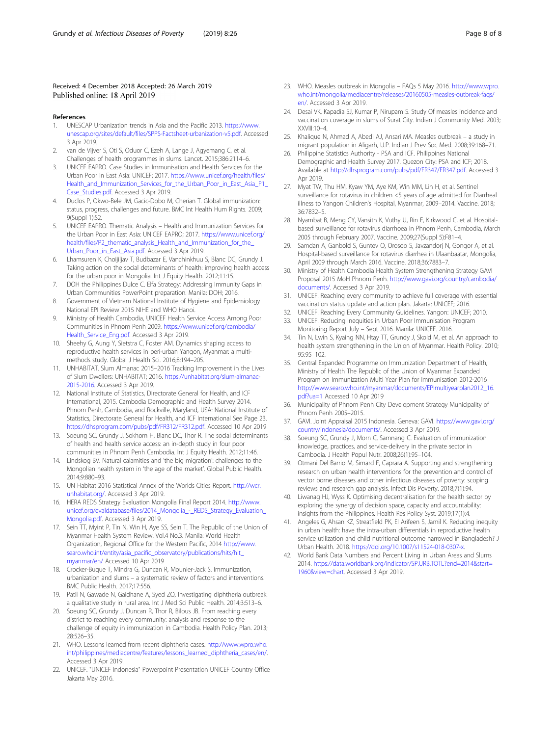Received: 4 December 2018 Accepted: 26 March 2019
Published online: 18 April 2019

## References

1. UNESCAP Urbanization trends in Asia and the Pacific 2013. https://www.unescap.org/sites/default/files/SPPS-Factsheet-urbanization-v5.pdf. Accessed 3 Apr 2019.
2. van de Vijver S, Oti S, Oduor C, Ezeh A, Lange J, Agyemang C, et al. Challenges of health programmes in slums. Lancet. 2015;386:2114–6.
3. UNICEF EAPRO. Case Studies in Immunisation and Health Services for the Urban Poor in East Asia: UNICEF; 2017. https://www.unicef.org/health/files/Health_and_Immunization_Services_for_the_Urban_Poor_in_East_Asia_P1_Case_Studies.pdf. Accessed 3 Apr 2019.
4. Duclos P, Okwo-Bele JM, Gacic-Dobo M, Cherian T. Global immunization: status, progress, challenges and future. BMC Int Health Hum Rights. 2009; 9(Suppl 1):S2.
5. UNICEF EAPRO. Thematic Analysis – Health and Immunization Services for the Urban Poor in East Asia: UNICEF EAPRO; 2017. https://www.unicef.org/health/files/P2_thematic_analysis_Health_and_Immunization_for_the_Urban_Poor_in_East_Asia.pdf. Accessed 3 Apr 2019.
6. Lhamsuren K, Choijiljav T, Budbazar E, Vanchinkhuu S, Blanc DC, Grundy J. Taking action on the social determinants of health: improving health access for the urban poor in Mongolia. Int J Equity Health. 2012;11:15.
7. DOH the Philippines Dulce C. Elfa Strategy: Addressing Immunity Gaps in Urban Communities PowerPoint preparation. Manila: DOH; 2016.
8. Government of Vietnam National Institute of Hygiene and Epidemiology National EPI Review 2015 NIHE and WHO Hanoi.
9. Ministry of Health Cambodia, UNICEF Health Service Access Among Poor Communities in Phnom Penh 2009. https://www.unicef.org/cambodia/Health_Service_Eng.pdf. Accessed 3 Apr 2019.
10. Sheehy G, Aung Y, Sietstra C, Foster AM. Dynamics shaping access to reproductive health services in peri-urban Yangon, Myanmar: a multi-methods study. Global J Health Sci. 2016;8:194–205.
11. UNHABITAT. Slum Almanac 2015–2016 Tracking Improvement in the Lives of Slum Dwellers: UNHABITAT; 2016. https://unhabitat.org/slum-almanac-2015-2016. Accessed 3 Apr 2019.
12. National Institute of Statistics, Directorate General for Health, and ICF International, 2015. Cambodia Demographic and Health Survey 2014. Phnom Penh, Cambodia, and Rockville, Maryland, USA: National Institute of Statistics, Directorate General for Health, and ICF International See Page 23. https://dhsprogram.com/pubs/pdf/FR312/FR312.pdf. Accessed 10 Apr 2019
13. Soeung SC, Grundy J, Sokhom H, Blanc DC, Thor R. The social determinants of health and health service access: an in-depth study in four poor communities in Phnom Penh Cambodia. Int J Equity Health. 2012;11:46.
14. Lindskog BV. Natural calamities and 'the big migration': challenges to the Mongolian health system in 'the age of the market'. Global Public Health. 2014;9:880–93.
15. UN Habitat 2016 Statistical Annex of the Worlds Cities Report. http://wcr.unhabitat.org/. Accessed 3 Apr 2019.
16. HERA REDS Strategy Evaluation Mongolia Final Report 2014. http://www.unicef.org/evaldatabase/files/2014_Mongolia_-_REDS_Strategy_Evaluation_Mongolia.pdf. Accessed 3 Apr 2019.
17. Sein TT, Myint P, Tin N, Win H, Aye SS, Sein T. The Republic of the Union of Myanmar Health System Review. Vol.4 No.3. Manila: World Health Organization, Regional Office for the Western Pacific, 2014 http://www.searo.who.int/entity/asia_pacific_observatory/publications/hits/hit_myanmar/en/ Accessed 10 Apr 2019
18. Crocker-Buque T, Mindra G, Duncan R, Mounier-Jack S. Immunization, urbanization and slums – a systematic review of factors and interventions. BMC Public Health. 2017;17:556.
19. Patil N, Gawade N, Gaidhane A, Syed ZQ. Investigating diphtheria outbreak: a qualitative study in rural area. Int J Med Sci Public Health. 2014;3:513–6.
20. Soeung SC, Grundy J, Duncan R, Thor R, Bilous JB. From reaching every district to reaching every community: analysis and response to the challenge of equity in immunization in Cambodia. Health Policy Plan. 2013; 28:526–35.
21. WHO. Lessons learned from recent diphtheria cases. http://www.wpro.who.int/philippines/mediacentre/features/lessons_learned_diphtheria_cases/en/. Accessed 3 Apr 2019.
22. UNICEF. "UNICEF Indonesia" Powerpoint Presentation UNICEF Country Office Jakarta May 2016.
23. WHO. Measles outbreak in Mongolia – FAQs 5 May 2016. http://www.wpro.who.int/mongolia/mediacentre/releases/20160505-measles-outbreak-faqs/en/. Accessed 3 Apr 2019.
24. Desai VK, Kapadia SJ, Kumar P, Nirupam S. Study Of measles incidence and vaccination coverage in slums of Surat City. Indian J Community Med. 2003; XXVIII:10–4.
25. Khalique N, Ahmad A, Abedi AJ, Ansari MA. Measles outbreak – a study in migrant population in Aligarh, U.P. Indian J Prev Soc Med. 2008;39:168–71.
26. Philippine Statistics Authority - PSA and ICF. Philippines National Demographic and Health Survey 2017. Quezon City: PSA and ICF; 2018. Available at http://dhsprogram.com/pubs/pdf/FR347/FR347.pdf. Accessed 3 Apr 2019.
27. Myat TW, Thu HM, Kyaw YM, Aye KM, Win MM, Lin H, et al. Sentinel surveillance for rotavirus in children <5 years of age admitted for Diarrheal illness to Yangon Children's Hospital, Myanmar, 2009–2014. Vaccine. 2018; 36:7832–5.
28. Nyambat B, Meng CY, Vansith K, Vuthy U, Rin E, Kirkwood C, et al. Hospital-based surveillance for rotavirus diarrhoea in Phnom Penh, Cambodia, March 2005 through February 2007. Vaccine. 2009;27(Suppl 5):F81–4.
29. Samdan A, Ganbold S, Guntev O, Orosoo S, Javzandorj N, Gongor A, et al. Hospital-based surveillance for rotavirus diarrhea in Ulaanbaatar, Mongolia, April 2009 through March 2016. Vaccine. 2018;36:7883–7.
30. Ministry of Health Cambodia Health System Strengthening Strategy GAVI Proposal 2015 MoH Phnom Penh. http://www.gavi.org/country/cambodia/documents/. Accessed 3 Apr 2019.
31. UNICEF. Reaching every community to achieve full coverage with essential vaccination status update and action plan. Jakarta: UNICEF; 2016.
32. UNICEF. Reaching Every Community Guidelines. Yangon: UNICEF; 2010.
33. UNICEF. Reducing Inequities in Urban Poor Immunisation Program Monitoring Report July – Sept 2016. Manila: UNICEF. 2016.
34. Tin N, Lwin S, Kyaing NN, Htay TT, Grundy J, Skold M, et al. An approach to health system strengthening in the Union of Myanmar. Health Policy. 2010; 95:95–102.
35. Central Expanded Programme on Immunization Department of Health, Ministry of Health The Republic of the Union of Myanmar Expanded Program on Immunization Multi Year Plan for Immunisation 2012-2016 http://www.searo.who.int/myanmar/documents/EPImultiyearplan2012_16.pdf?ua=1 Accessed 10 Apr 2019
36. Municipality of Phnom Penh City Development Strategy Municipality of Phnom Penh 2005–2015.
37. GAVI. Joint Appraisal 2015 Indonesia. Geneva: GAVI. https://www.gavi.org/country/indonesia/documents/. Accessed 3 Apr 2019.
38. Soeung SC, Grundy J, Morn C, Samnang C. Evaluation of immunization knowledge, practices, and service-delivery in the private sector in Cambodia. J Health Popul Nutr. 2008;26(1):95–104.
39. Otmani Del Barrio M, Simard F, Caprara A. Supporting and strengthening research on urban health interventions for the prevention and control of vector borne diseases and other infectious diseases of poverty: scoping reviews and research gap analysis. Infect Dis Poverty. 2018;7(1):94.
40. Liwanag HJ, Wyss K. Optimising decentralisation for the health sector by exploring the synergy of decision space, capacity and accountability: insights from the Philippines. Health Res Policy Syst. 2019;17(1):4.
41. Angeles G, Ahsan KZ, Streatfield PK, El Arifeen S, Jamil K. Reducing inequity in urban health: have the intra-urban differentials in reproductive health service utilization and child nutritional outcome narrowed in Bangladesh? J Urban Health. 2018. https://doi.org/10.1007/s11524-018-0307-x.
42. World Bank Data Numbers and Percent Living in Urban Areas and Slums 2014. https://data.worldbank.org/indicator/SP.URB.TOTL?end=2014&start=1960&view=chart. Accessed 3 Apr 2019.